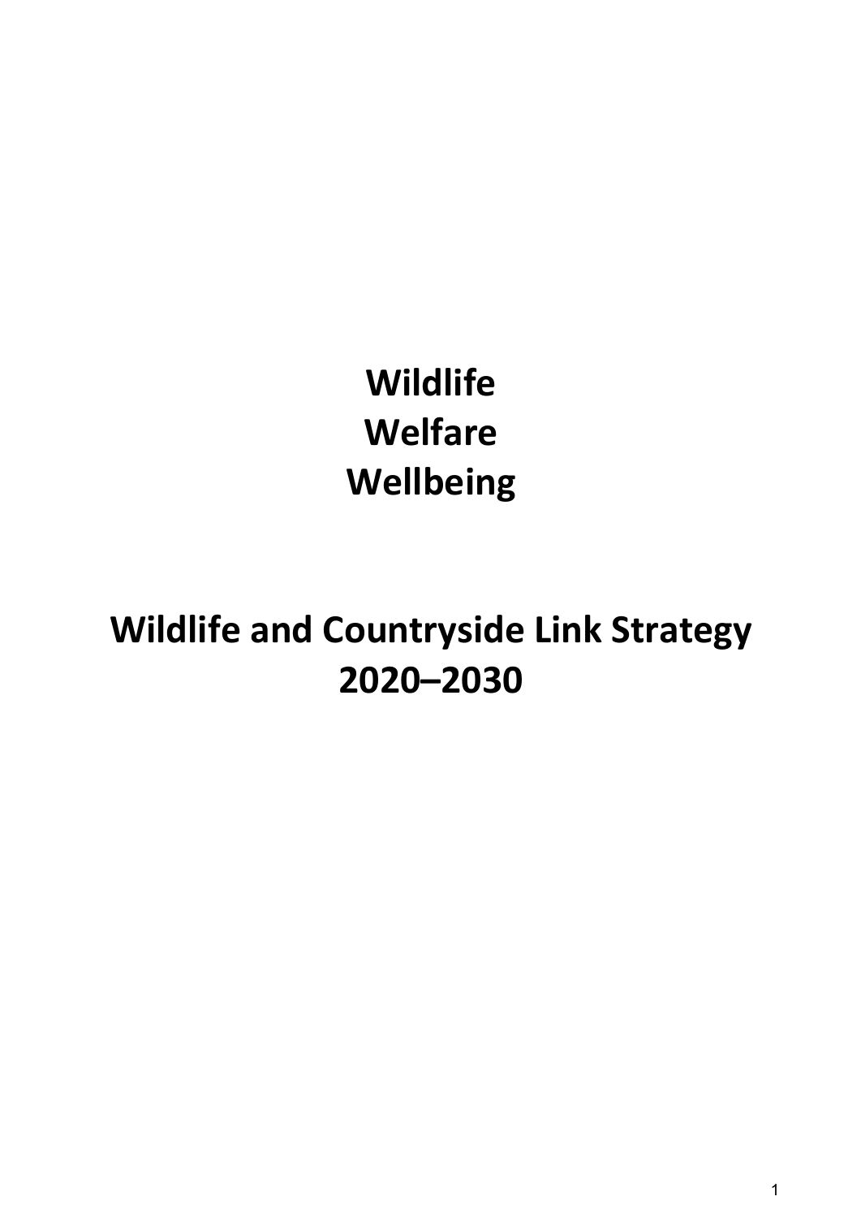# Wildlife
# Welfare
# Wellbeing

# Wildlife and Countryside Link Strategy 2020–2030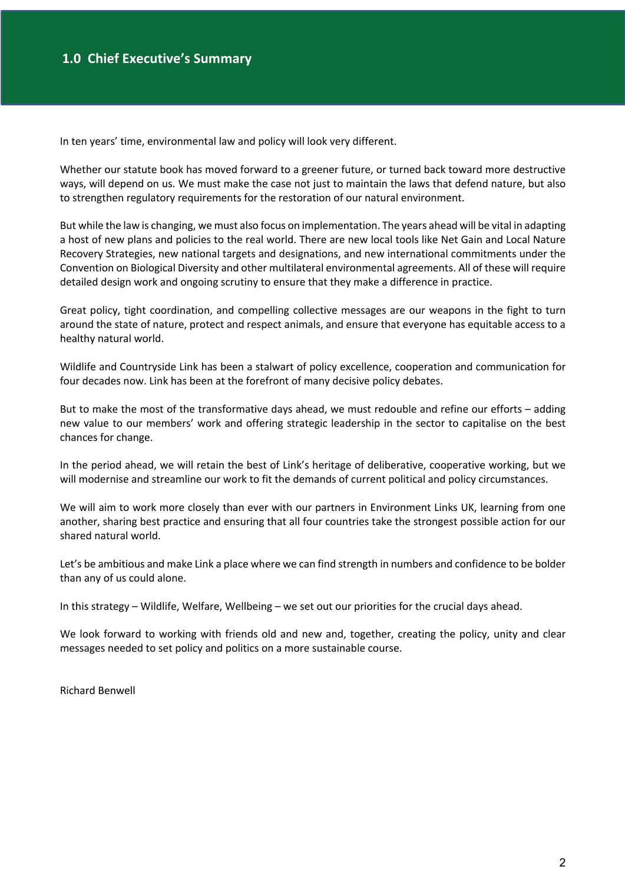## 1.0 Chief Executive's Summary

In ten years' time, environmental law and policy will look very different.

Whether our statute book has moved forward to a greener future, or turned back toward more destructive ways, will depend on us. We must make the case not just to maintain the laws that defend nature, but also to strengthen regulatory requirements for the restoration of our natural environment.

But while the law is changing, we must also focus on implementation. The years ahead will be vital in adapting a host of new plans and policies to the real world. There are new local tools like Net Gain and Local Nature Recovery Strategies, new national targets and designations, and new international commitments under the Convention on Biological Diversity and other multilateral environmental agreements. All of these will require detailed design work and ongoing scrutiny to ensure that they make a difference in practice.

Great policy, tight coordination, and compelling collective messages are our weapons in the fight to turn around the state of nature, protect and respect animals, and ensure that everyone has equitable access to a healthy natural world.

Wildlife and Countryside Link has been a stalwart of policy excellence, cooperation and communication for four decades now. Link has been at the forefront of many decisive policy debates.

But to make the most of the transformative days ahead, we must redouble and refine our efforts – adding new value to our members' work and offering strategic leadership in the sector to capitalise on the best chances for change.

In the period ahead, we will retain the best of Link's heritage of deliberative, cooperative working, but we will modernise and streamline our work to fit the demands of current political and policy circumstances.

We will aim to work more closely than ever with our partners in Environment Links UK, learning from one another, sharing best practice and ensuring that all four countries take the strongest possible action for our shared natural world.

Let's be ambitious and make Link a place where we can find strength in numbers and confidence to be bolder than any of us could alone.

In this strategy – Wildlife, Welfare, Wellbeing – we set out our priorities for the crucial days ahead.

We look forward to working with friends old and new and, together, creating the policy, unity and clear messages needed to set policy and politics on a more sustainable course.

Richard Benwell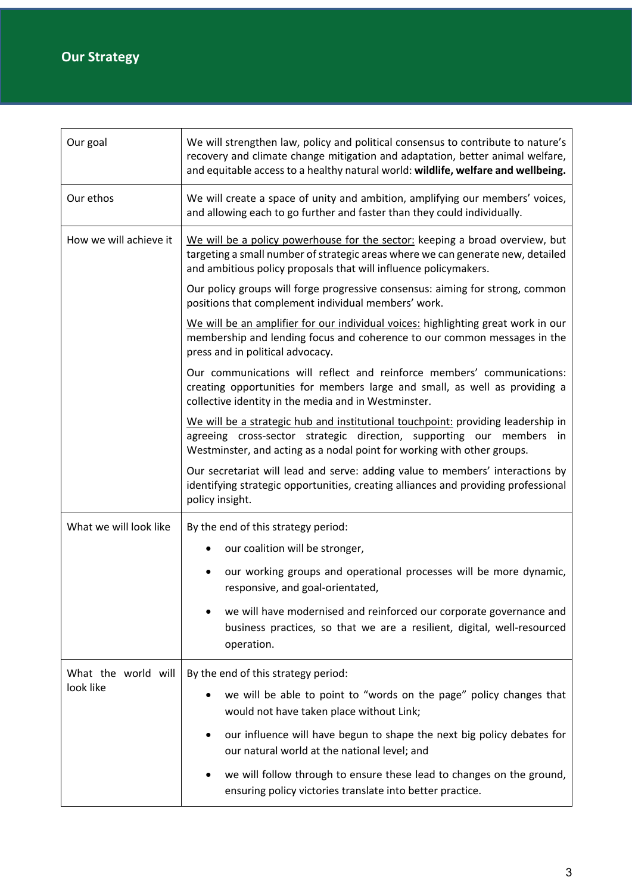# Our Strategy

| | |
|---|---|
| Our goal | We will strengthen law, policy and political consensus to contribute to nature's recovery and climate change mitigation and adaptation, better animal welfare, and equitable access to a healthy natural world: **wildlife, welfare and wellbeing.** |
| Our ethos | We will create a space of unity and ambition, amplifying our members' voices, and allowing each to go further and faster than they could individually. |
| How we will achieve it | <u>We will be a policy powerhouse for the sector:</u> keeping a broad overview, but targeting a small number of strategic areas where we can generate new, detailed and ambitious policy proposals that will influence policymakers.<br><br>Our policy groups will forge progressive consensus: aiming for strong, common positions that complement individual members' work.<br><br><u>We will be an amplifier for our individual voices:</u> highlighting great work in our membership and lending focus and coherence to our common messages in the press and in political advocacy.<br><br>Our communications will reflect and reinforce members' communications: creating opportunities for members large and small, as well as providing a collective identity in the media and in Westminster.<br><br><u>We will be a strategic hub and institutional touchpoint:</u> providing leadership in agreeing cross-sector strategic direction, supporting our members in Westminster, and acting as a nodal point for working with other groups.<br><br>Our secretariat will lead and serve: adding value to members' interactions by identifying strategic opportunities, creating alliances and providing professional policy insight. |
| What we will look like | By the end of this strategy period:<br>• our coalition will be stronger,<br>• our working groups and operational processes will be more dynamic, responsive, and goal-orientated,<br>• we will have modernised and reinforced our corporate governance and business practices, so that we are a resilient, digital, well-resourced operation. |
| What the world will look like | By the end of this strategy period:<br>• we will be able to point to "words on the page" policy changes that would not have taken place without Link;<br>• our influence will have begun to shape the next big policy debates for our natural world at the national level; and<br>• we will follow through to ensure these lead to changes on the ground, ensuring policy victories translate into better practice. |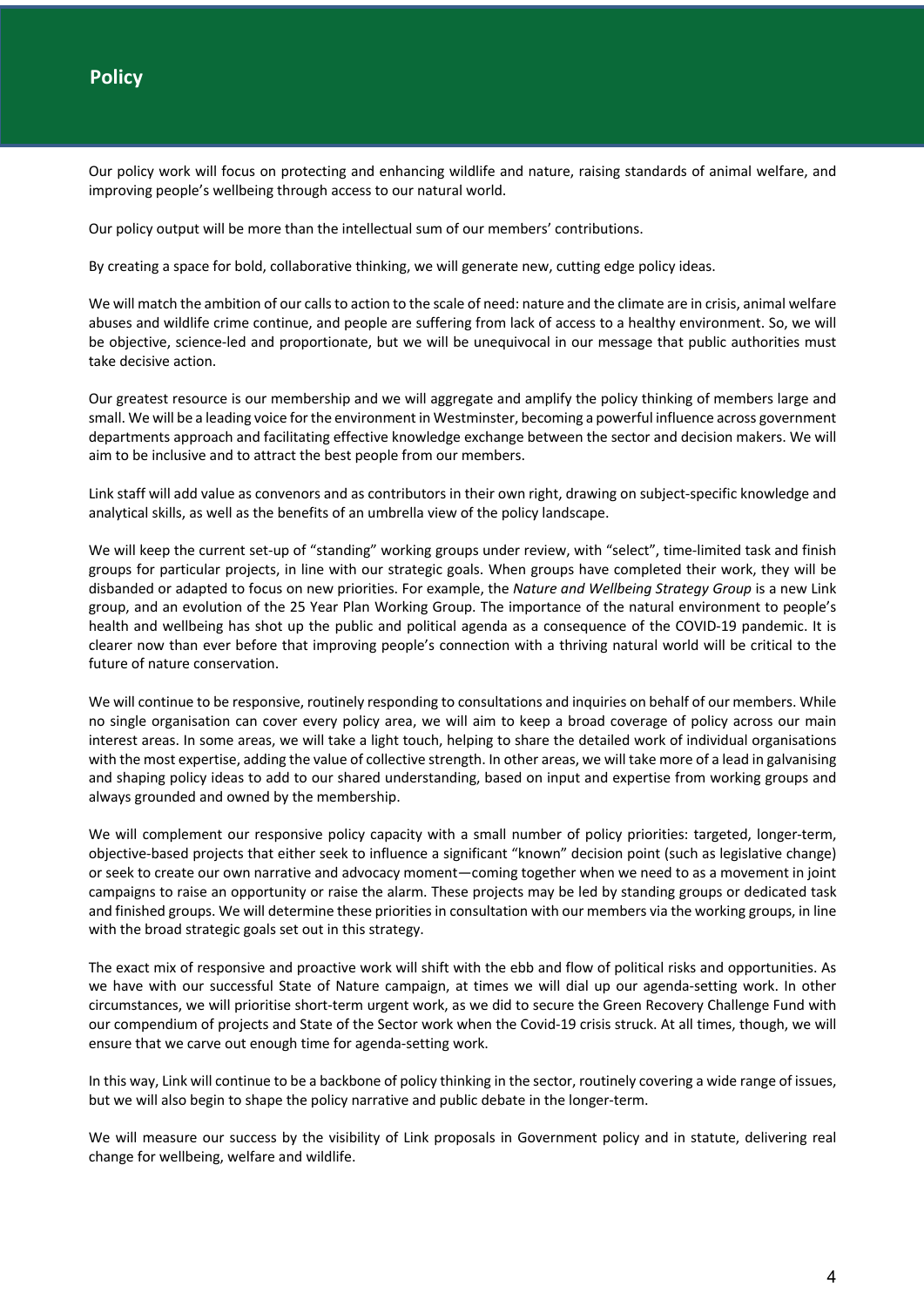# Policy

Our policy work will focus on protecting and enhancing wildlife and nature, raising standards of animal welfare, and improving people's wellbeing through access to our natural world.

Our policy output will be more than the intellectual sum of our members' contributions.

By creating a space for bold, collaborative thinking, we will generate new, cutting edge policy ideas.

We will match the ambition of our calls to action to the scale of need: nature and the climate are in crisis, animal welfare abuses and wildlife crime continue, and people are suffering from lack of access to a healthy environment. So, we will be objective, science-led and proportionate, but we will be unequivocal in our message that public authorities must take decisive action.

Our greatest resource is our membership and we will aggregate and amplify the policy thinking of members large and small. We will be a leading voice for the environment in Westminster, becoming a powerful influence across government departments approach and facilitating effective knowledge exchange between the sector and decision makers. We will aim to be inclusive and to attract the best people from our members.

Link staff will add value as convenors and as contributors in their own right, drawing on subject-specific knowledge and analytical skills, as well as the benefits of an umbrella view of the policy landscape.

We will keep the current set-up of "standing" working groups under review, with "select", time-limited task and finish groups for particular projects, in line with our strategic goals. When groups have completed their work, they will be disbanded or adapted to focus on new priorities. For example, the *Nature and Wellbeing Strategy Group* is a new Link group, and an evolution of the 25 Year Plan Working Group. The importance of the natural environment to people's health and wellbeing has shot up the public and political agenda as a consequence of the COVID-19 pandemic. It is clearer now than ever before that improving people's connection with a thriving natural world will be critical to the future of nature conservation.

We will continue to be responsive, routinely responding to consultations and inquiries on behalf of our members. While no single organisation can cover every policy area, we will aim to keep a broad coverage of policy across our main interest areas. In some areas, we will take a light touch, helping to share the detailed work of individual organisations with the most expertise, adding the value of collective strength. In other areas, we will take more of a lead in galvanising and shaping policy ideas to add to our shared understanding, based on input and expertise from working groups and always grounded and owned by the membership.

We will complement our responsive policy capacity with a small number of policy priorities: targeted, longer-term, objective-based projects that either seek to influence a significant "known" decision point (such as legislative change) or seek to create our own narrative and advocacy moment—coming together when we need to as a movement in joint campaigns to raise an opportunity or raise the alarm. These projects may be led by standing groups or dedicated task and finished groups. We will determine these priorities in consultation with our members via the working groups, in line with the broad strategic goals set out in this strategy.

The exact mix of responsive and proactive work will shift with the ebb and flow of political risks and opportunities. As we have with our successful State of Nature campaign, at times we will dial up our agenda-setting work. In other circumstances, we will prioritise short-term urgent work, as we did to secure the Green Recovery Challenge Fund with our compendium of projects and State of the Sector work when the Covid-19 crisis struck. At all times, though, we will ensure that we carve out enough time for agenda-setting work.

In this way, Link will continue to be a backbone of policy thinking in the sector, routinely covering a wide range of issues, but we will also begin to shape the policy narrative and public debate in the longer-term.

We will measure our success by the visibility of Link proposals in Government policy and in statute, delivering real change for wellbeing, welfare and wildlife.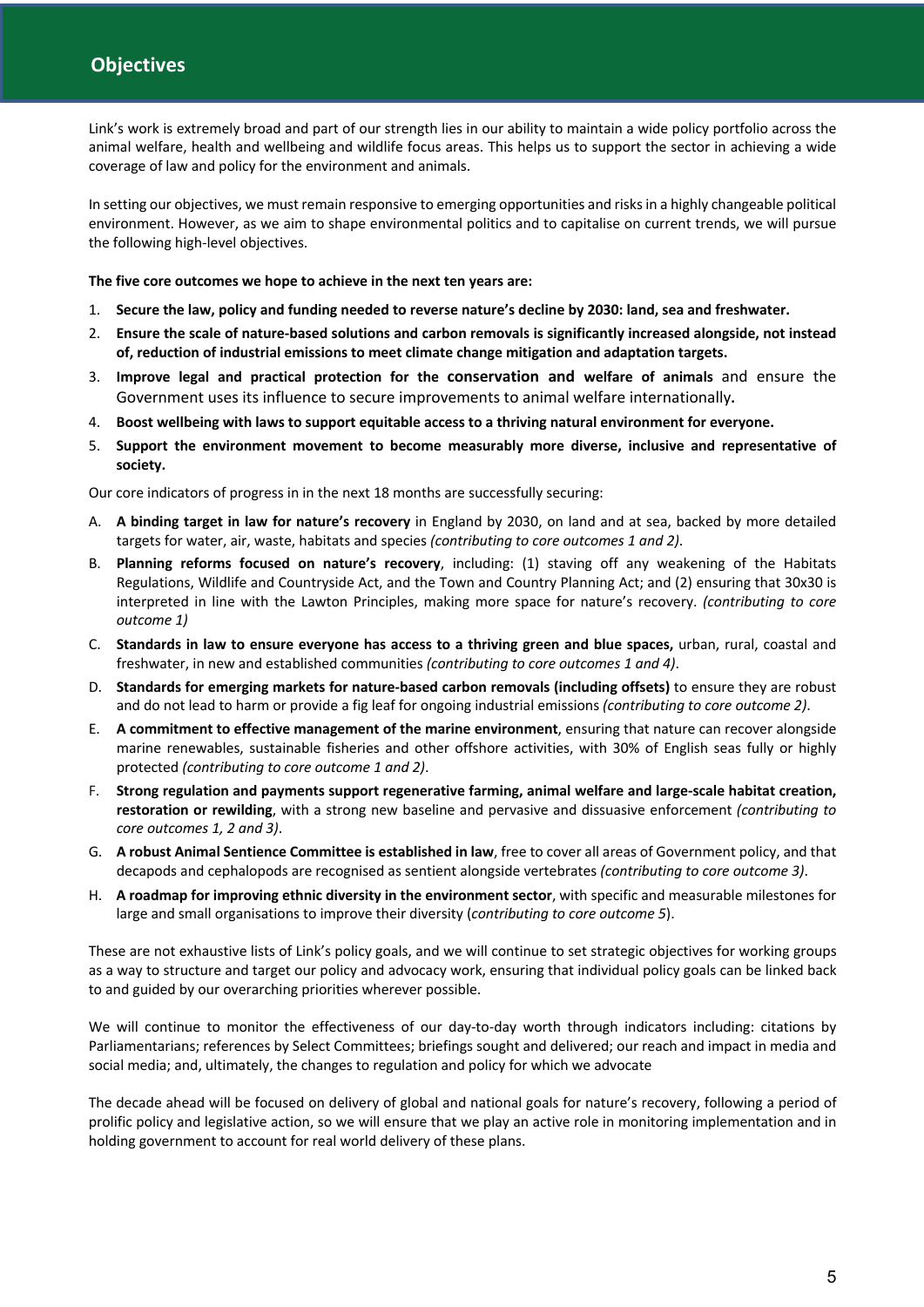## Objectives

Link's work is extremely broad and part of our strength lies in our ability to maintain a wide policy portfolio across the animal welfare, health and wellbeing and wildlife focus areas. This helps us to support the sector in achieving a wide coverage of law and policy for the environment and animals.

In setting our objectives, we must remain responsive to emerging opportunities and risks in a highly changeable political environment. However, as we aim to shape environmental politics and to capitalise on current trends, we will pursue the following high-level objectives.

**The five core outcomes we hope to achieve in the next ten years are:**

1. **Secure the law, policy and funding needed to reverse nature's decline by 2030: land, sea and freshwater.**
2. **Ensure the scale of nature-based solutions and carbon removals is significantly increased alongside, not instead of, reduction of industrial emissions to meet climate change mitigation and adaptation targets.**
3. **Improve legal and practical protection for the conservation and welfare of animals** and ensure the Government uses its influence to secure improvements to animal welfare internationally**.**
4. **Boost wellbeing with laws to support equitable access to a thriving natural environment for everyone.**
5. **Support the environment movement to become measurably more diverse, inclusive and representative of society.**

Our core indicators of progress in in the next 18 months are successfully securing:

A. **A binding target in law for nature's recovery** in England by 2030, on land and at sea, backed by more detailed targets for water, air, waste, habitats and species *(contributing to core outcomes 1 and 2)*.

B. **Planning reforms focused on nature's recovery**, including: (1) staving off any weakening of the Habitats Regulations, Wildlife and Countryside Act, and the Town and Country Planning Act; and (2) ensuring that 30x30 is interpreted in line with the Lawton Principles, making more space for nature's recovery. *(contributing to core outcome 1)*

C. **Standards in law to ensure everyone has access to a thriving green and blue spaces,** urban, rural, coastal and freshwater, in new and established communities *(contributing to core outcomes 1 and 4)*.

D. **Standards for emerging markets for nature-based carbon removals (including offsets)** to ensure they are robust and do not lead to harm or provide a fig leaf for ongoing industrial emissions *(contributing to core outcome 2)*.

E. **A commitment to effective management of the marine environment**, ensuring that nature can recover alongside marine renewables, sustainable fisheries and other offshore activities, with 30% of English seas fully or highly protected *(contributing to core outcome 1 and 2)*.

F. **Strong regulation and payments support regenerative farming, animal welfare and large-scale habitat creation, restoration or rewilding**, with a strong new baseline and pervasive and dissuasive enforcement *(contributing to core outcomes 1, 2 and 3)*.

G. **A robust Animal Sentience Committee is established in law**, free to cover all areas of Government policy, and that decapods and cephalopods are recognised as sentient alongside vertebrates *(contributing to core outcome 3)*.

H. **A roadmap for improving ethnic diversity in the environment sector**, with specific and measurable milestones for large and small organisations to improve their diversity (*contributing to core outcome 5*).

These are not exhaustive lists of Link's policy goals, and we will continue to set strategic objectives for working groups as a way to structure and target our policy and advocacy work, ensuring that individual policy goals can be linked back to and guided by our overarching priorities wherever possible.

We will continue to monitor the effectiveness of our day-to-day worth through indicators including: citations by Parliamentarians; references by Select Committees; briefings sought and delivered; our reach and impact in media and social media; and, ultimately, the changes to regulation and policy for which we advocate

The decade ahead will be focused on delivery of global and national goals for nature's recovery, following a period of prolific policy and legislative action, so we will ensure that we play an active role in monitoring implementation and in holding government to account for real world delivery of these plans.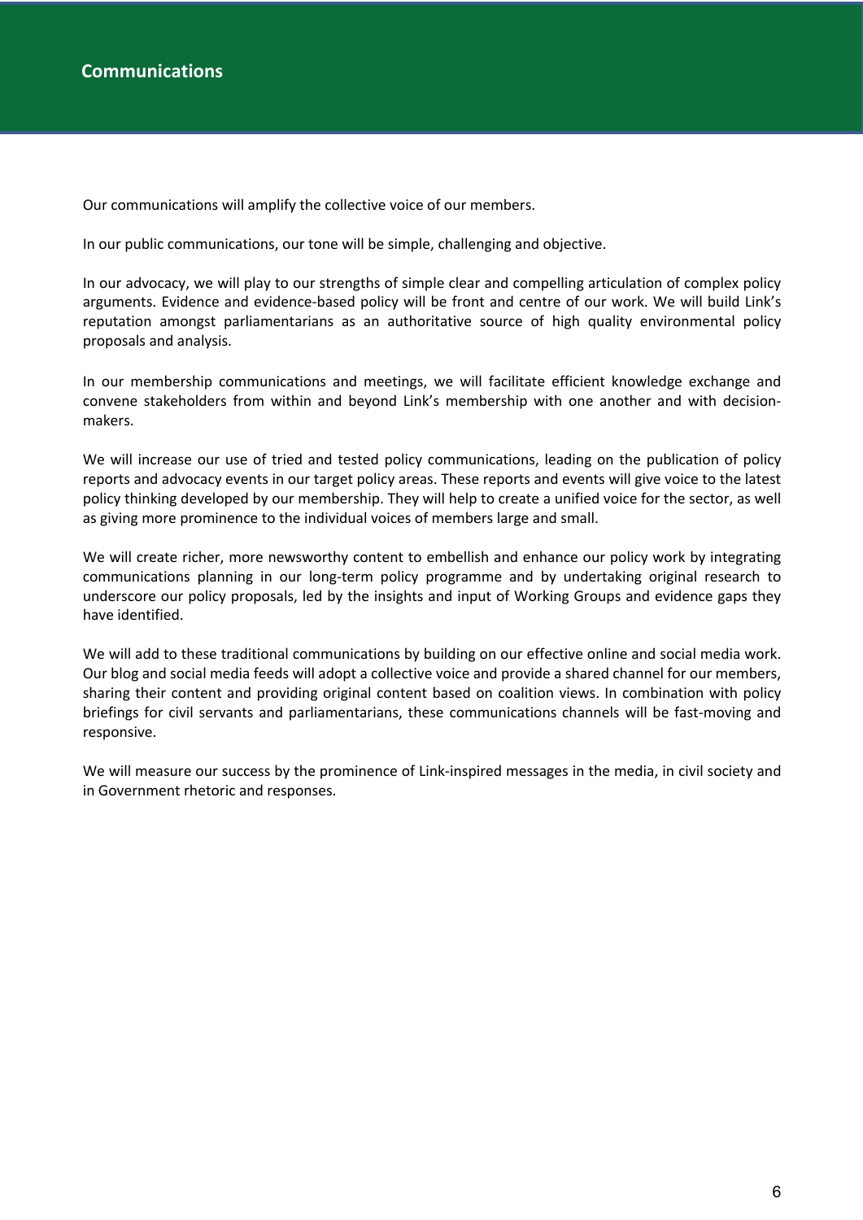## Communications

Our communications will amplify the collective voice of our members.

In our public communications, our tone will be simple, challenging and objective.

In our advocacy, we will play to our strengths of simple clear and compelling articulation of complex policy arguments. Evidence and evidence-based policy will be front and centre of our work. We will build Link's reputation amongst parliamentarians as an authoritative source of high quality environmental policy proposals and analysis.

In our membership communications and meetings, we will facilitate efficient knowledge exchange and convene stakeholders from within and beyond Link's membership with one another and with decision-makers.

We will increase our use of tried and tested policy communications, leading on the publication of policy reports and advocacy events in our target policy areas. These reports and events will give voice to the latest policy thinking developed by our membership. They will help to create a unified voice for the sector, as well as giving more prominence to the individual voices of members large and small.

We will create richer, more newsworthy content to embellish and enhance our policy work by integrating communications planning in our long-term policy programme and by undertaking original research to underscore our policy proposals, led by the insights and input of Working Groups and evidence gaps they have identified.

We will add to these traditional communications by building on our effective online and social media work. Our blog and social media feeds will adopt a collective voice and provide a shared channel for our members, sharing their content and providing original content based on coalition views. In combination with policy briefings for civil servants and parliamentarians, these communications channels will be fast-moving and responsive.

We will measure our success by the prominence of Link-inspired messages in the media, in civil society and in Government rhetoric and responses.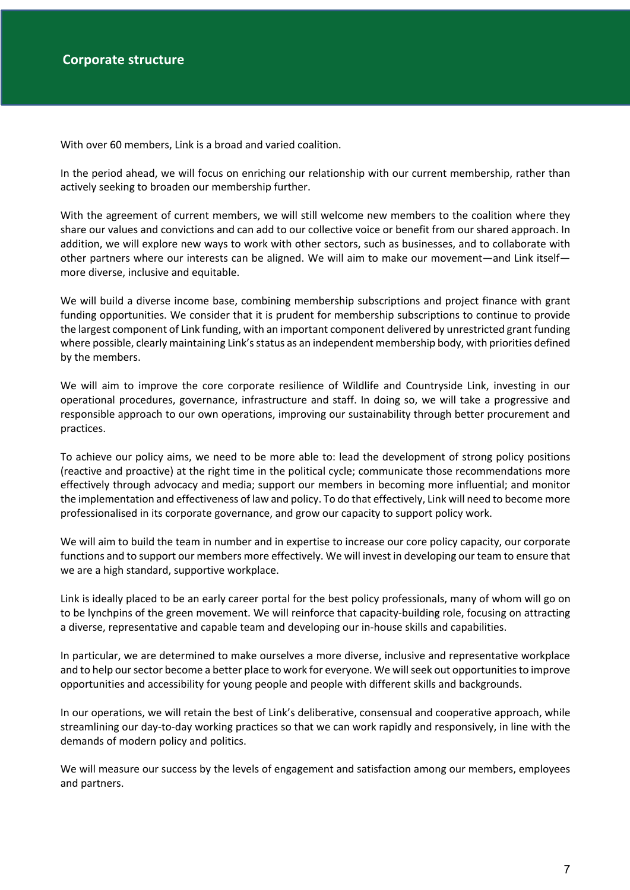## Corporate structure

With over 60 members, Link is a broad and varied coalition.

In the period ahead, we will focus on enriching our relationship with our current membership, rather than actively seeking to broaden our membership further.

With the agreement of current members, we will still welcome new members to the coalition where they share our values and convictions and can add to our collective voice or benefit from our shared approach. In addition, we will explore new ways to work with other sectors, such as businesses, and to collaborate with other partners where our interests can be aligned. We will aim to make our movement—and Link itself—more diverse, inclusive and equitable.

We will build a diverse income base, combining membership subscriptions and project finance with grant funding opportunities. We consider that it is prudent for membership subscriptions to continue to provide the largest component of Link funding, with an important component delivered by unrestricted grant funding where possible, clearly maintaining Link's status as an independent membership body, with priorities defined by the members.

We will aim to improve the core corporate resilience of Wildlife and Countryside Link, investing in our operational procedures, governance, infrastructure and staff. In doing so, we will take a progressive and responsible approach to our own operations, improving our sustainability through better procurement and practices.

To achieve our policy aims, we need to be more able to: lead the development of strong policy positions (reactive and proactive) at the right time in the political cycle; communicate those recommendations more effectively through advocacy and media; support our members in becoming more influential; and monitor the implementation and effectiveness of law and policy. To do that effectively, Link will need to become more professionalised in its corporate governance, and grow our capacity to support policy work.

We will aim to build the team in number and in expertise to increase our core policy capacity, our corporate functions and to support our members more effectively. We will invest in developing our team to ensure that we are a high standard, supportive workplace.

Link is ideally placed to be an early career portal for the best policy professionals, many of whom will go on to be lynchpins of the green movement. We will reinforce that capacity-building role, focusing on attracting a diverse, representative and capable team and developing our in-house skills and capabilities.

In particular, we are determined to make ourselves a more diverse, inclusive and representative workplace and to help our sector become a better place to work for everyone. We will seek out opportunities to improve opportunities and accessibility for young people and people with different skills and backgrounds.

In our operations, we will retain the best of Link's deliberative, consensual and cooperative approach, while streamlining our day-to-day working practices so that we can work rapidly and responsively, in line with the demands of modern policy and politics.

We will measure our success by the levels of engagement and satisfaction among our members, employees and partners.